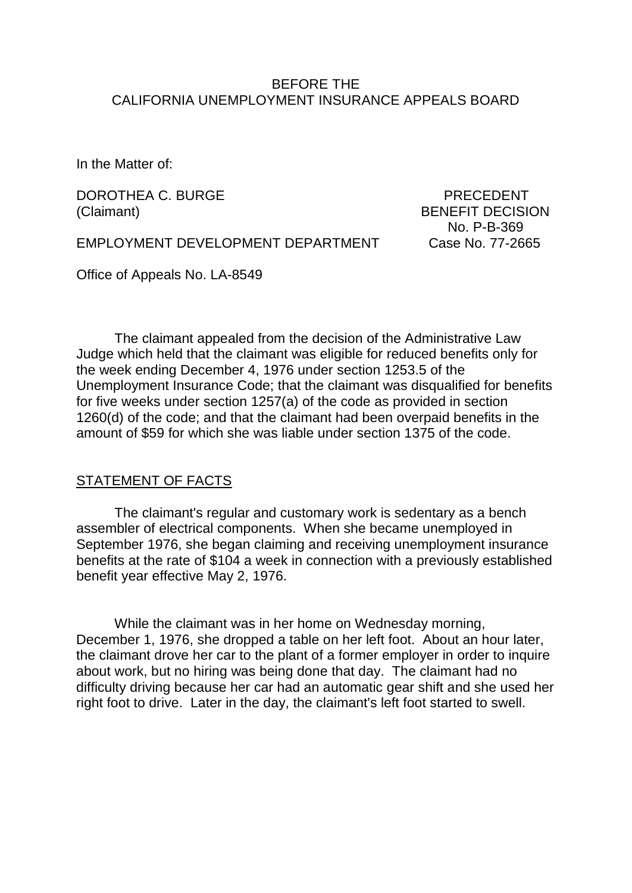BEFORE THE
CALIFORNIA UNEMPLOYMENT INSURANCE APPEALS BOARD

In the Matter of:

DOROTHEA C. BURGE
(Claimant)

EMPLOYMENT DEVELOPMENT DEPARTMENT

PRECEDENT
BENEFIT DECISION
No. P-B-369
Case No. 77-2665

Office of Appeals No. LA-8549

The claimant appealed from the decision of the Administrative Law Judge which held that the claimant was eligible for reduced benefits only for the week ending December 4, 1976 under section 1253.5 of the Unemployment Insurance Code; that the claimant was disqualified for benefits for five weeks under section 1257(a) of the code as provided in section 1260(d) of the code; and that the claimant had been overpaid benefits in the amount of $59 for which she was liable under section 1375 of the code.

## STATEMENT OF FACTS

The claimant's regular and customary work is sedentary as a bench assembler of electrical components. When she became unemployed in September 1976, she began claiming and receiving unemployment insurance benefits at the rate of $104 a week in connection with a previously established benefit year effective May 2, 1976.

While the claimant was in her home on Wednesday morning, December 1, 1976, she dropped a table on her left foot. About an hour later, the claimant drove her car to the plant of a former employer in order to inquire about work, but no hiring was being done that day. The claimant had no difficulty driving because her car had an automatic gear shift and she used her right foot to drive. Later in the day, the claimant's left foot started to swell.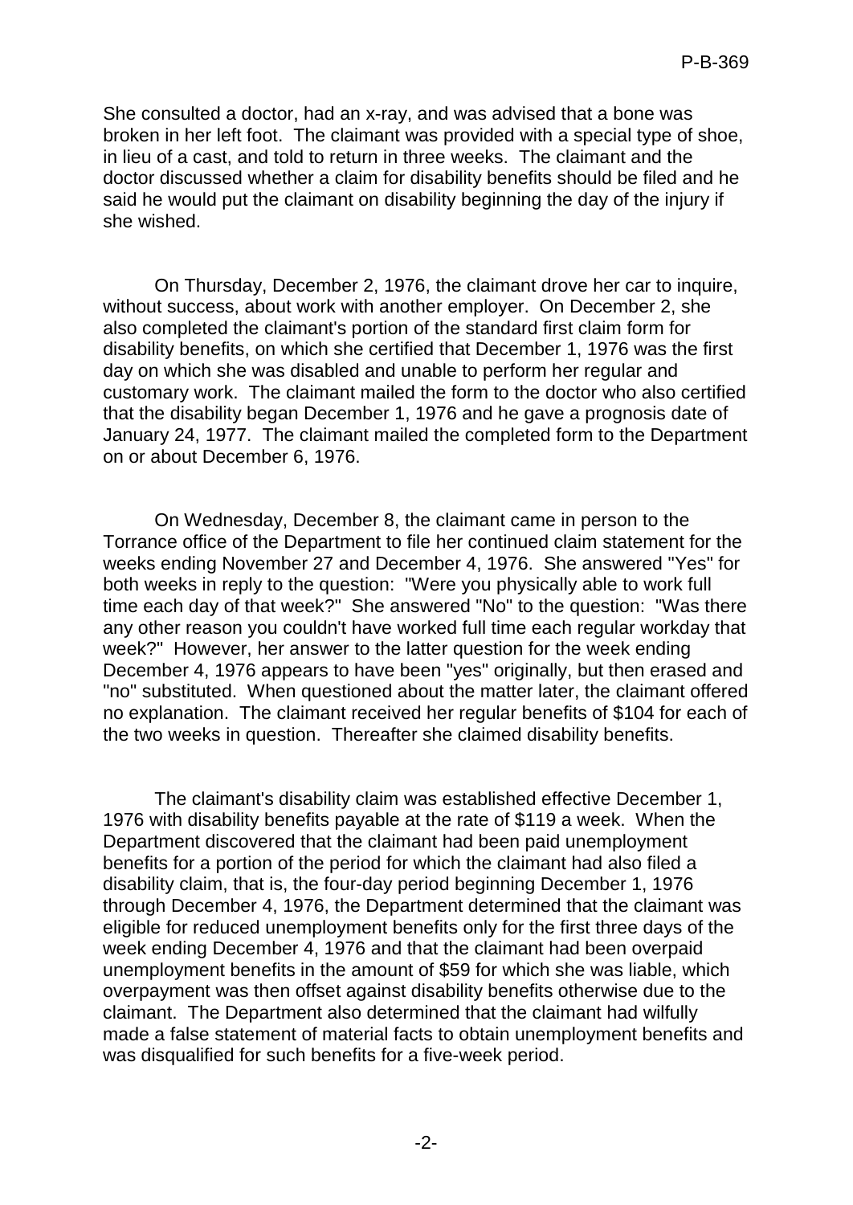She consulted a doctor, had an x-ray, and was advised that a bone was broken in her left foot. The claimant was provided with a special type of shoe, in lieu of a cast, and told to return in three weeks. The claimant and the doctor discussed whether a claim for disability benefits should be filed and he said he would put the claimant on disability beginning the day of the injury if she wished.

On Thursday, December 2, 1976, the claimant drove her car to inquire, without success, about work with another employer. On December 2, she also completed the claimant's portion of the standard first claim form for disability benefits, on which she certified that December 1, 1976 was the first day on which she was disabled and unable to perform her regular and customary work. The claimant mailed the form to the doctor who also certified that the disability began December 1, 1976 and he gave a prognosis date of January 24, 1977. The claimant mailed the completed form to the Department on or about December 6, 1976.

On Wednesday, December 8, the claimant came in person to the Torrance office of the Department to file her continued claim statement for the weeks ending November 27 and December 4, 1976. She answered "Yes" for both weeks in reply to the question: "Were you physically able to work full time each day of that week?" She answered "No" to the question: "Was there any other reason you couldn't have worked full time each regular workday that week?" However, her answer to the latter question for the week ending December 4, 1976 appears to have been "yes" originally, but then erased and "no" substituted. When questioned about the matter later, the claimant offered no explanation. The claimant received her regular benefits of $104 for each of the two weeks in question. Thereafter she claimed disability benefits.

The claimant's disability claim was established effective December 1, 1976 with disability benefits payable at the rate of $119 a week. When the Department discovered that the claimant had been paid unemployment benefits for a portion of the period for which the claimant had also filed a disability claim, that is, the four-day period beginning December 1, 1976 through December 4, 1976, the Department determined that the claimant was eligible for reduced unemployment benefits only for the first three days of the week ending December 4, 1976 and that the claimant had been overpaid unemployment benefits in the amount of $59 for which she was liable, which overpayment was then offset against disability benefits otherwise due to the claimant. The Department also determined that the claimant had wilfully made a false statement of material facts to obtain unemployment benefits and was disqualified for such benefits for a five-week period.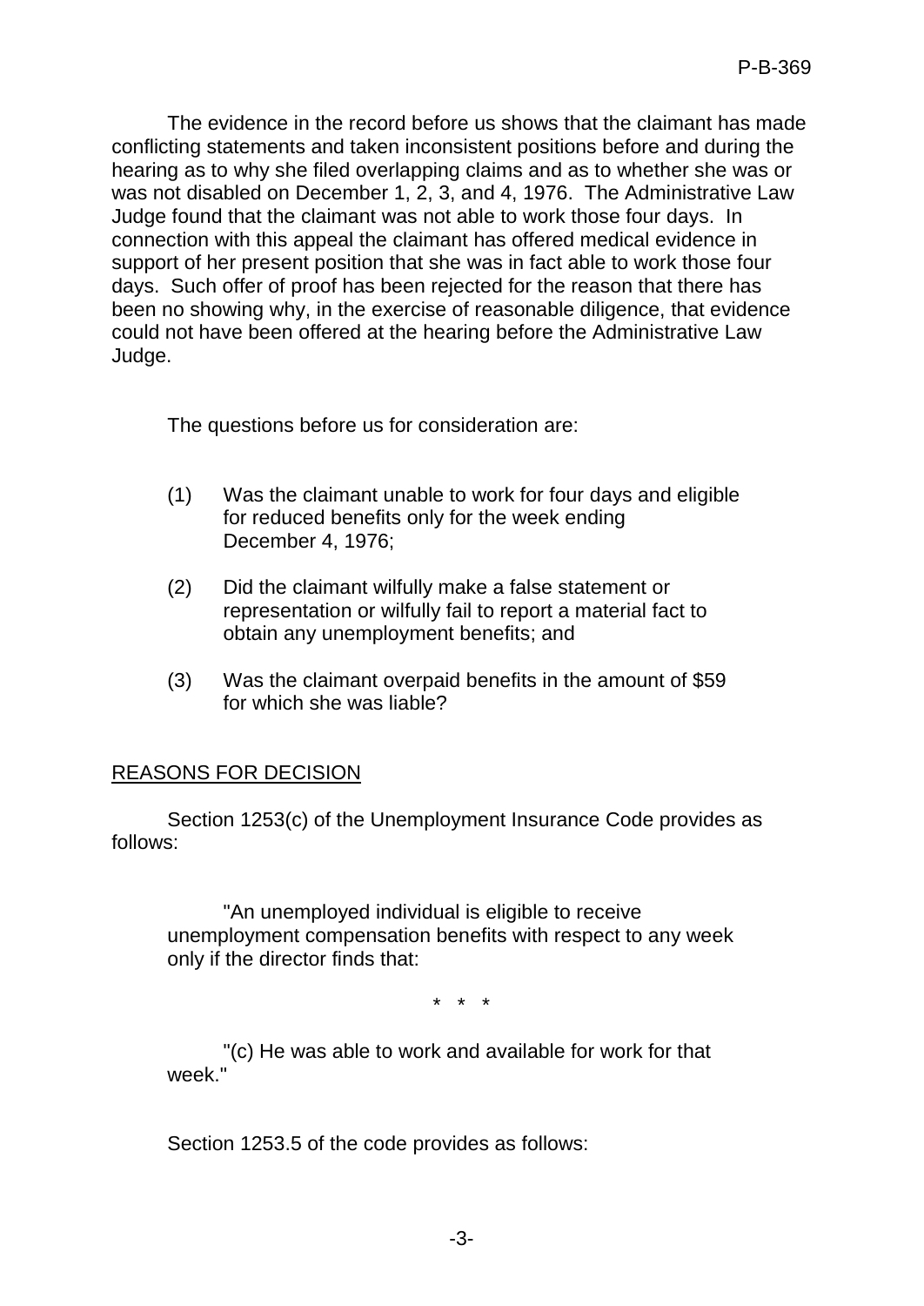The evidence in the record before us shows that the claimant has made conflicting statements and taken inconsistent positions before and during the hearing as to why she filed overlapping claims and as to whether she was or was not disabled on December 1, 2, 3, and 4, 1976. The Administrative Law Judge found that the claimant was not able to work those four days. In connection with this appeal the claimant has offered medical evidence in support of her present position that she was in fact able to work those four days. Such offer of proof has been rejected for the reason that there has been no showing why, in the exercise of reasonable diligence, that evidence could not have been offered at the hearing before the Administrative Law Judge.

The questions before us for consideration are:

(1) Was the claimant unable to work for four days and eligible for reduced benefits only for the week ending December 4, 1976;

(2) Did the claimant wilfully make a false statement or representation or wilfully fail to report a material fact to obtain any unemployment benefits; and

(3) Was the claimant overpaid benefits in the amount of $59 for which she was liable?

## REASONS FOR DECISION

Section 1253(c) of the Unemployment Insurance Code provides as follows:

> "An unemployed individual is eligible to receive unemployment compensation benefits with respect to any week only if the director finds that:
>
> \* \* \*
>
> "(c) He was able to work and available for work for that week."

Section 1253.5 of the code provides as follows: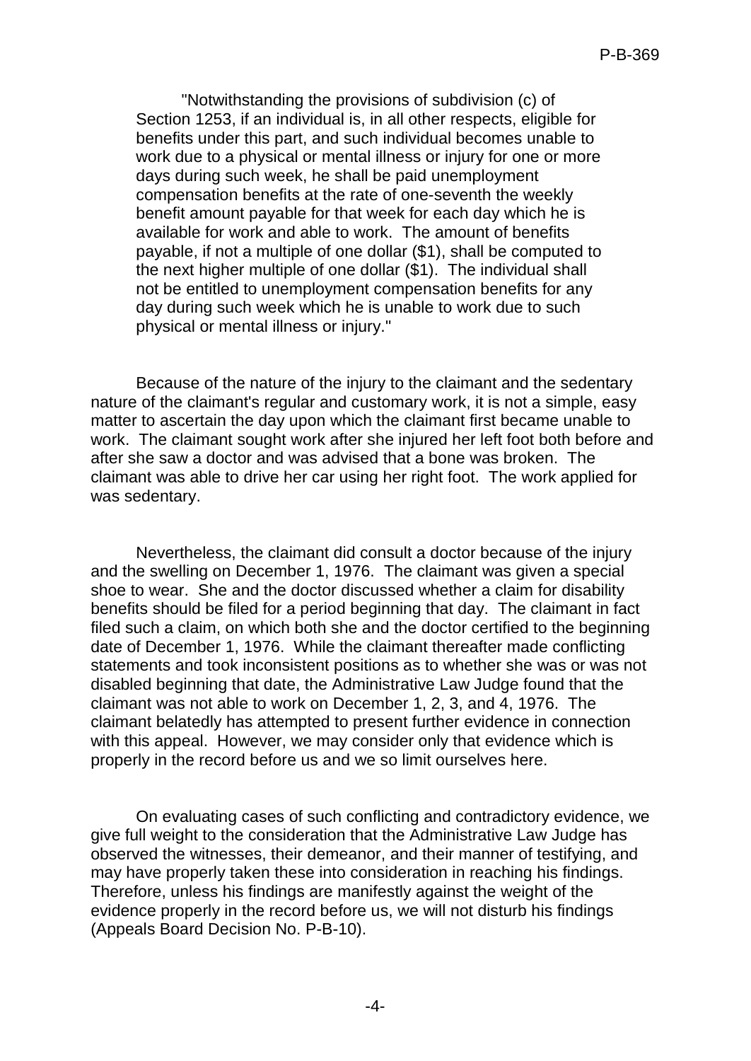> "Notwithstanding the provisions of subdivision (c) of Section 1253, if an individual is, in all other respects, eligible for benefits under this part, and such individual becomes unable to work due to a physical or mental illness or injury for one or more days during such week, he shall be paid unemployment compensation benefits at the rate of one-seventh the weekly benefit amount payable for that week for each day which he is available for work and able to work. The amount of benefits payable, if not a multiple of one dollar ($1), shall be computed to the next higher multiple of one dollar ($1). The individual shall not be entitled to unemployment compensation benefits for any day during such week which he is unable to work due to such physical or mental illness or injury."

Because of the nature of the injury to the claimant and the sedentary nature of the claimant's regular and customary work, it is not a simple, easy matter to ascertain the day upon which the claimant first became unable to work. The claimant sought work after she injured her left foot both before and after she saw a doctor and was advised that a bone was broken. The claimant was able to drive her car using her right foot. The work applied for was sedentary.

Nevertheless, the claimant did consult a doctor because of the injury and the swelling on December 1, 1976. The claimant was given a special shoe to wear. She and the doctor discussed whether a claim for disability benefits should be filed for a period beginning that day. The claimant in fact filed such a claim, on which both she and the doctor certified to the beginning date of December 1, 1976. While the claimant thereafter made conflicting statements and took inconsistent positions as to whether she was or was not disabled beginning that date, the Administrative Law Judge found that the claimant was not able to work on December 1, 2, 3, and 4, 1976. The claimant belatedly has attempted to present further evidence in connection with this appeal. However, we may consider only that evidence which is properly in the record before us and we so limit ourselves here.

On evaluating cases of such conflicting and contradictory evidence, we give full weight to the consideration that the Administrative Law Judge has observed the witnesses, their demeanor, and their manner of testifying, and may have properly taken these into consideration in reaching his findings. Therefore, unless his findings are manifestly against the weight of the evidence properly in the record before us, we will not disturb his findings (Appeals Board Decision No. P-B-10).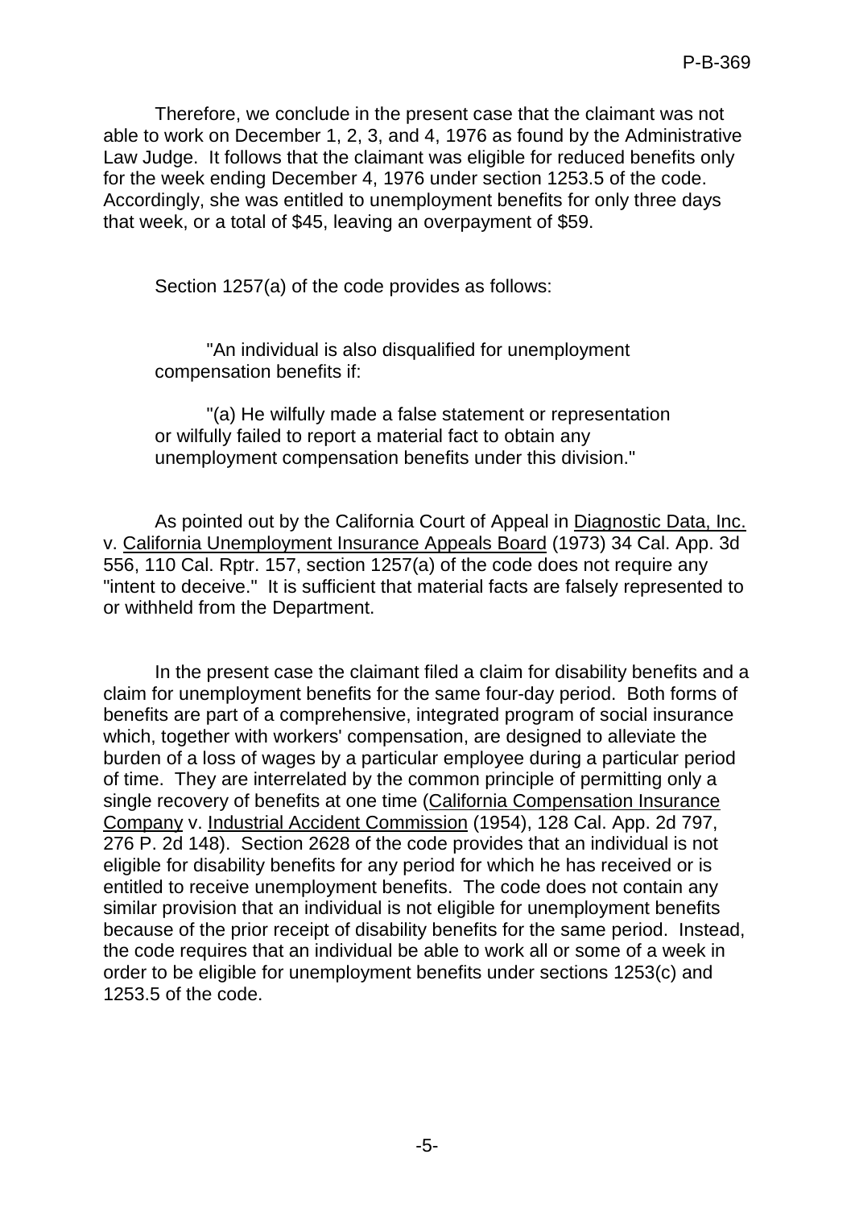Therefore, we conclude in the present case that the claimant was not able to work on December 1, 2, 3, and 4, 1976 as found by the Administrative Law Judge. It follows that the claimant was eligible for reduced benefits only for the week ending December 4, 1976 under section 1253.5 of the code. Accordingly, she was entitled to unemployment benefits for only three days that week, or a total of $45, leaving an overpayment of $59.

Section 1257(a) of the code provides as follows:

> "An individual is also disqualified for unemployment compensation benefits if:
>
> "(a) He wilfully made a false statement or representation or wilfully failed to report a material fact to obtain any unemployment compensation benefits under this division."

As pointed out by the California Court of Appeal in Diagnostic Data, Inc. v. California Unemployment Insurance Appeals Board (1973) 34 Cal. App. 3d 556, 110 Cal. Rptr. 157, section 1257(a) of the code does not require any "intent to deceive." It is sufficient that material facts are falsely represented to or withheld from the Department.

In the present case the claimant filed a claim for disability benefits and a claim for unemployment benefits for the same four-day period. Both forms of benefits are part of a comprehensive, integrated program of social insurance which, together with workers' compensation, are designed to alleviate the burden of a loss of wages by a particular employee during a particular period of time. They are interrelated by the common principle of permitting only a single recovery of benefits at one time (California Compensation Insurance Company v. Industrial Accident Commission (1954), 128 Cal. App. 2d 797, 276 P. 2d 148). Section 2628 of the code provides that an individual is not eligible for disability benefits for any period for which he has received or is entitled to receive unemployment benefits. The code does not contain any similar provision that an individual is not eligible for unemployment benefits because of the prior receipt of disability benefits for the same period. Instead, the code requires that an individual be able to work all or some of a week in order to be eligible for unemployment benefits under sections 1253(c) and 1253.5 of the code.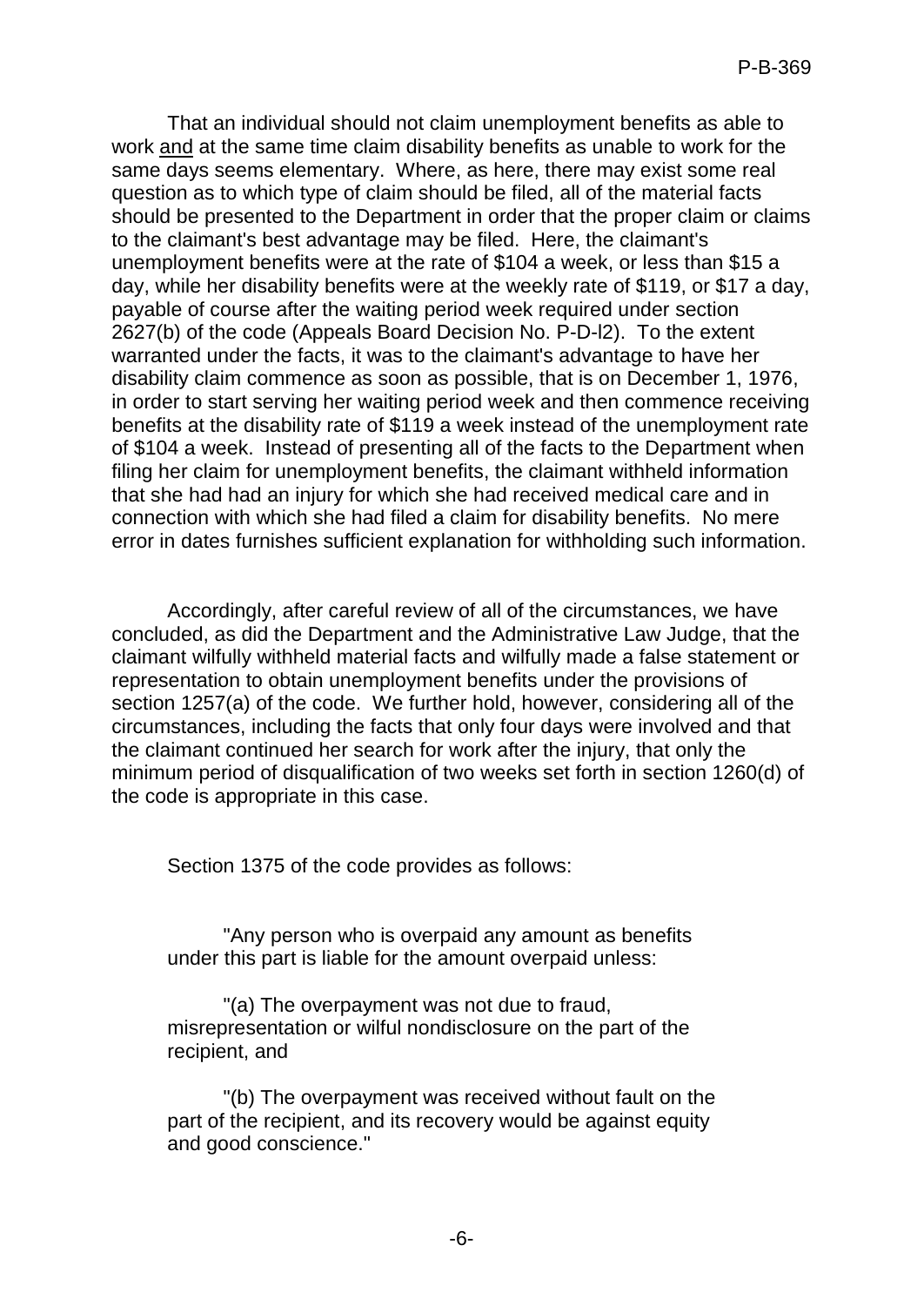That an individual should not claim unemployment benefits as able to work and at the same time claim disability benefits as unable to work for the same days seems elementary. Where, as here, there may exist some real question as to which type of claim should be filed, all of the material facts should be presented to the Department in order that the proper claim or claims to the claimant's best advantage may be filed. Here, the claimant's unemployment benefits were at the rate of $104 a week, or less than $15 a day, while her disability benefits were at the weekly rate of $119, or $17 a day, payable of course after the waiting period week required under section 2627(b) of the code (Appeals Board Decision No. P-D-l2). To the extent warranted under the facts, it was to the claimant's advantage to have her disability claim commence as soon as possible, that is on December 1, 1976, in order to start serving her waiting period week and then commence receiving benefits at the disability rate of $119 a week instead of the unemployment rate of $104 a week. Instead of presenting all of the facts to the Department when filing her claim for unemployment benefits, the claimant withheld information that she had had an injury for which she had received medical care and in connection with which she had filed a claim for disability benefits. No mere error in dates furnishes sufficient explanation for withholding such information.

Accordingly, after careful review of all of the circumstances, we have concluded, as did the Department and the Administrative Law Judge, that the claimant wilfully withheld material facts and wilfully made a false statement or representation to obtain unemployment benefits under the provisions of section 1257(a) of the code. We further hold, however, considering all of the circumstances, including the facts that only four days were involved and that the claimant continued her search for work after the injury, that only the minimum period of disqualification of two weeks set forth in section 1260(d) of the code is appropriate in this case.

Section 1375 of the code provides as follows:

> "Any person who is overpaid any amount as benefits under this part is liable for the amount overpaid unless:
>
> "(a) The overpayment was not due to fraud, misrepresentation or wilful nondisclosure on the part of the recipient, and
>
> "(b) The overpayment was received without fault on the part of the recipient, and its recovery would be against equity and good conscience."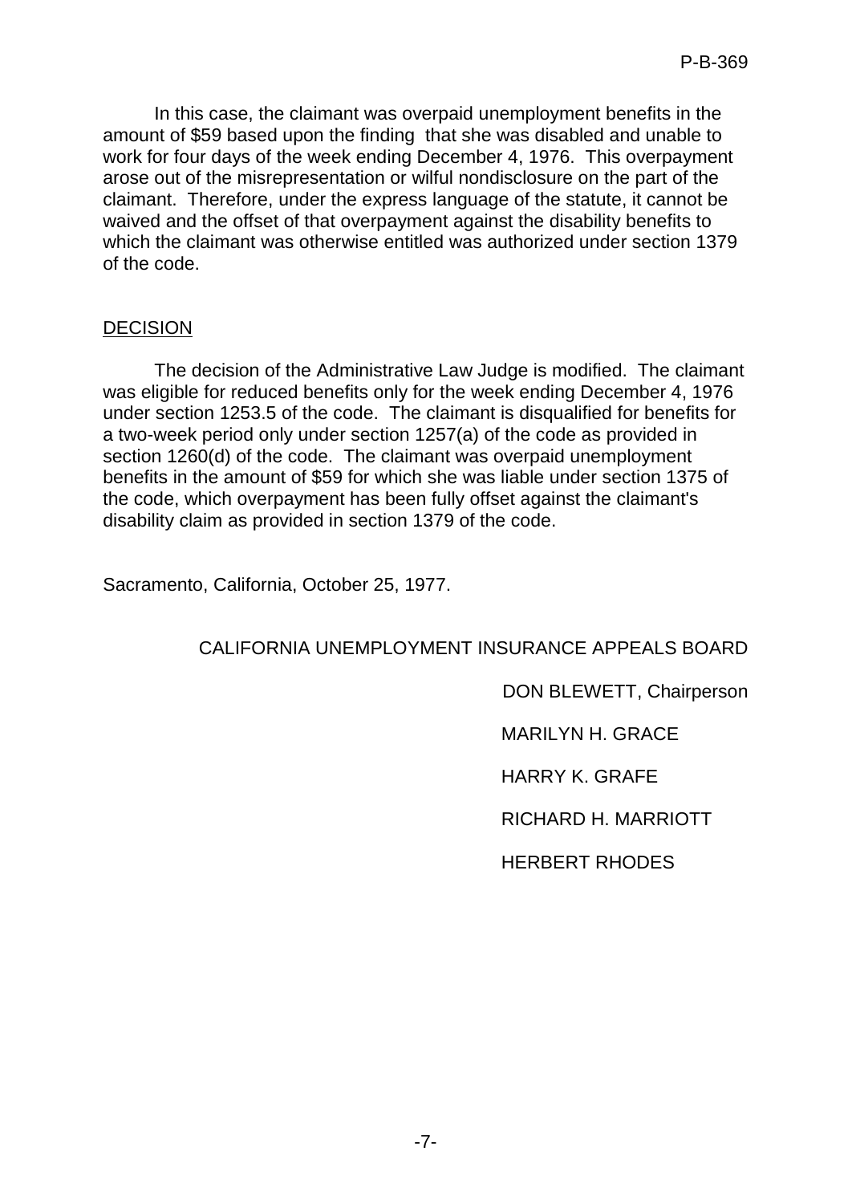In this case, the claimant was overpaid unemployment benefits in the amount of $59 based upon the finding that she was disabled and unable to work for four days of the week ending December 4, 1976. This overpayment arose out of the misrepresentation or wilful nondisclosure on the part of the claimant. Therefore, under the express language of the statute, it cannot be waived and the offset of that overpayment against the disability benefits to which the claimant was otherwise entitled was authorized under section 1379 of the code.

## DECISION

The decision of the Administrative Law Judge is modified. The claimant was eligible for reduced benefits only for the week ending December 4, 1976 under section 1253.5 of the code. The claimant is disqualified for benefits for a two-week period only under section 1257(a) of the code as provided in section 1260(d) of the code. The claimant was overpaid unemployment benefits in the amount of $59 for which she was liable under section 1375 of the code, which overpayment has been fully offset against the claimant's disability claim as provided in section 1379 of the code.

Sacramento, California, October 25, 1977.

CALIFORNIA UNEMPLOYMENT INSURANCE APPEALS BOARD

DON BLEWETT, Chairperson

MARILYN H. GRACE

HARRY K. GRAFE

RICHARD H. MARRIOTT

HERBERT RHODES